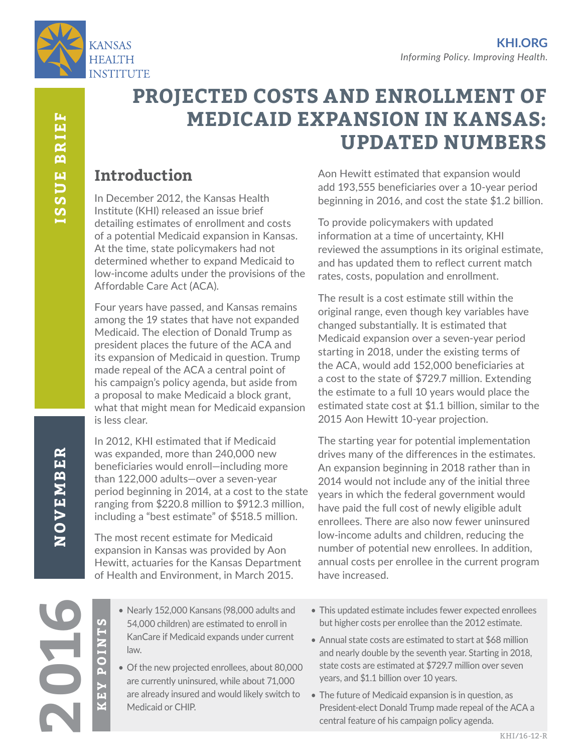KANSAS HEALTH INSTITUTE

**KHI.ORG**
*Informing Policy. Improving Health.*

ISSUE BRIEF

NOVEMBER 2016

# PROJECTED COSTS AND ENROLLMENT OF MEDICAID EXPANSION IN KANSAS: UPDATED NUMBERS

## Introduction

In December 2012, the Kansas Health Institute (KHI) released an issue brief detailing estimates of enrollment and costs of a potential Medicaid expansion in Kansas. At the time, state policymakers had not determined whether to expand Medicaid to low-income adults under the provisions of the Affordable Care Act (ACA).

Four years have passed, and Kansas remains among the 19 states that have not expanded Medicaid. The election of Donald Trump as president places the future of the ACA and its expansion of Medicaid in question. Trump made repeal of the ACA a central point of his campaign's policy agenda, but aside from a proposal to make Medicaid a block grant, what that might mean for Medicaid expansion is less clear.

In 2012, KHI estimated that if Medicaid was expanded, more than 240,000 new beneficiaries would enroll—including more than 122,000 adults—over a seven-year period beginning in 2014, at a cost to the state ranging from $220.8 million to $912.3 million, including a "best estimate" of $518.5 million.

The most recent estimate for Medicaid expansion in Kansas was provided by Aon Hewitt, actuaries for the Kansas Department of Health and Environment, in March 2015. Aon Hewitt estimated that expansion would add 193,555 beneficiaries over a 10-year period beginning in 2016, and cost the state $1.2 billion.

To provide policymakers with updated information at a time of uncertainty, KHI reviewed the assumptions in its original estimate, and has updated them to reflect current match rates, costs, population and enrollment.

The result is a cost estimate still within the original range, even though key variables have changed substantially. It is estimated that Medicaid expansion over a seven-year period starting in 2018, under the existing terms of the ACA, would add 152,000 beneficiaries at a cost to the state of $729.7 million. Extending the estimate to a full 10 years would place the estimated state cost at $1.1 billion, similar to the 2015 Aon Hewitt 10-year projection.

The starting year for potential implementation drives many of the differences in the estimates. An expansion beginning in 2018 rather than in 2014 would not include any of the initial three years in which the federal government would have paid the full cost of newly eligible adult enrollees. There are also now fewer uninsured low-income adults and children, reducing the number of potential new enrollees. In addition, annual costs per enrollee in the current program have increased.

**KEY POINTS**

- Nearly 152,000 Kansans (98,000 adults and 54,000 children) are estimated to enroll in KanCare if Medicaid expands under current law.
- Of the new projected enrollees, about 80,000 are currently uninsured, while about 71,000 are already insured and would likely switch to Medicaid or CHIP.
- This updated estimate includes fewer expected enrollees but higher costs per enrollee than the 2012 estimate.
- Annual state costs are estimated to start at $68 million and nearly double by the seventh year. Starting in 2018, state costs are estimated at $729.7 million over seven years, and $1.1 billion over 10 years.
- The future of Medicaid expansion is in question, as President-elect Donald Trump made repeal of the ACA a central feature of his campaign policy agenda.

KHI/16-12-R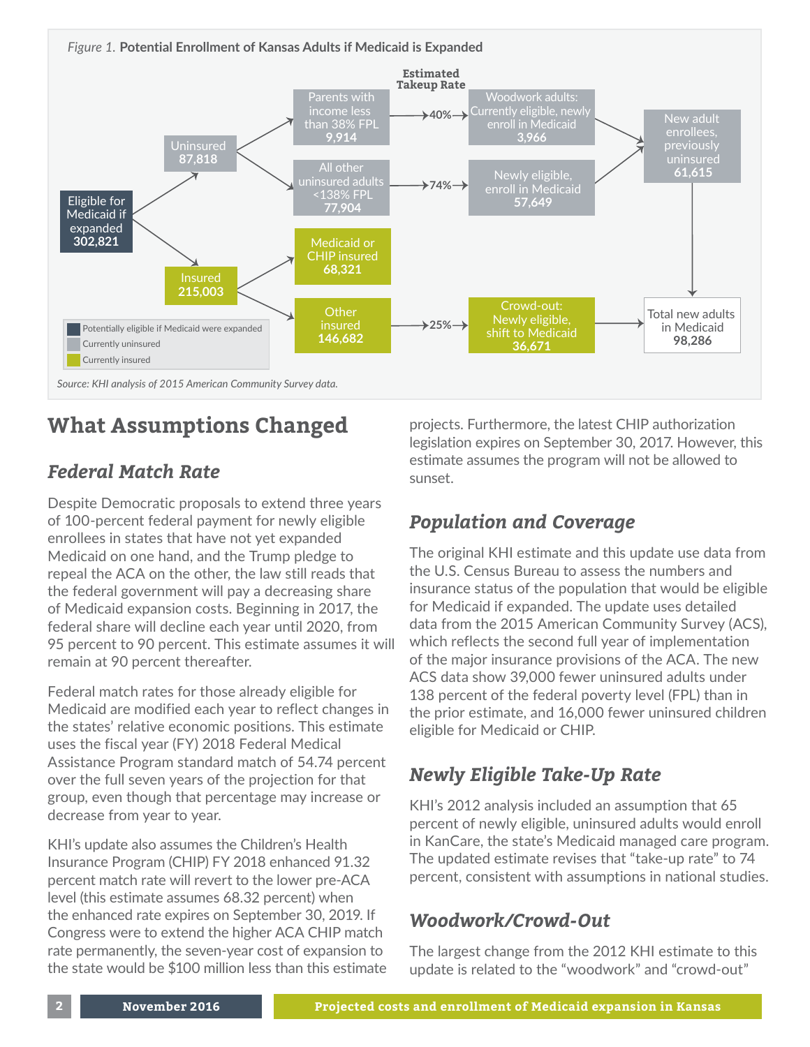*Figure 1.* **Potential Enrollment of Kansas Adults if Medicaid is Expanded**

Eligible for Medicaid if expanded **302,821**

- Uninsured **87,818**
  - Parents with income less than 38% FPL **9,914** → 40% (Estimated Takeup Rate) → Woodwork adults: Currently eligible, newly enroll in Medicaid **3,966**
  - All other uninsured adults <138% FPL **77,904** → 74% → Newly eligible, enroll in Medicaid **57,649**
  - → New adult enrollees, previously uninsured **61,615**
- Insured **215,003**
  - Medicaid or CHIP insured **68,321**
  - Other insured **146,682** → 25% → Crowd-out: Newly eligible, shift to Medicaid **36,671**

Total new adults in Medicaid **98,286**

Legend: Potentially eligible if Medicaid were expanded; Currently uninsured; Currently insured

*Source: KHI analysis of 2015 American Community Survey data.*

# What Assumptions Changed

## *Federal Match Rate*

Despite Democratic proposals to extend three years of 100-percent federal payment for newly eligible enrollees in states that have not yet expanded Medicaid on one hand, and the Trump pledge to repeal the ACA on the other, the law still reads that the federal government will pay a decreasing share of Medicaid expansion costs. Beginning in 2017, the federal share will decline each year until 2020, from 95 percent to 90 percent. This estimate assumes it will remain at 90 percent thereafter.

Federal match rates for those already eligible for Medicaid are modified each year to reflect changes in the states' relative economic positions. This estimate uses the fiscal year (FY) 2018 Federal Medical Assistance Program standard match of 54.74 percent over the full seven years of the projection for that group, even though that percentage may increase or decrease from year to year.

KHI's update also assumes the Children's Health Insurance Program (CHIP) FY 2018 enhanced 91.32 percent match rate will revert to the lower pre-ACA level (this estimate assumes 68.32 percent) when the enhanced rate expires on September 30, 2019. If Congress were to extend the higher ACA CHIP match rate permanently, the seven-year cost of expansion to the state would be $100 million less than this estimate projects. Furthermore, the latest CHIP authorization legislation expires on September 30, 2017. However, this estimate assumes the program will not be allowed to sunset.

## *Population and Coverage*

The original KHI estimate and this update use data from the U.S. Census Bureau to assess the numbers and insurance status of the population that would be eligible for Medicaid if expanded. The update uses detailed data from the 2015 American Community Survey (ACS), which reflects the second full year of implementation of the major insurance provisions of the ACA. The new ACS data show 39,000 fewer uninsured adults under 138 percent of the federal poverty level (FPL) than in the prior estimate, and 16,000 fewer uninsured children eligible for Medicaid or CHIP.

## *Newly Eligible Take-Up Rate*

KHI's 2012 analysis included an assumption that 65 percent of newly eligible, uninsured adults would enroll in KanCare, the state's Medicaid managed care program. The updated estimate revises that "take-up rate" to 74 percent, consistent with assumptions in national studies.

## *Woodwork/Crowd-Out*

The largest change from the 2012 KHI estimate to this update is related to the "woodwork" and "crowd-out"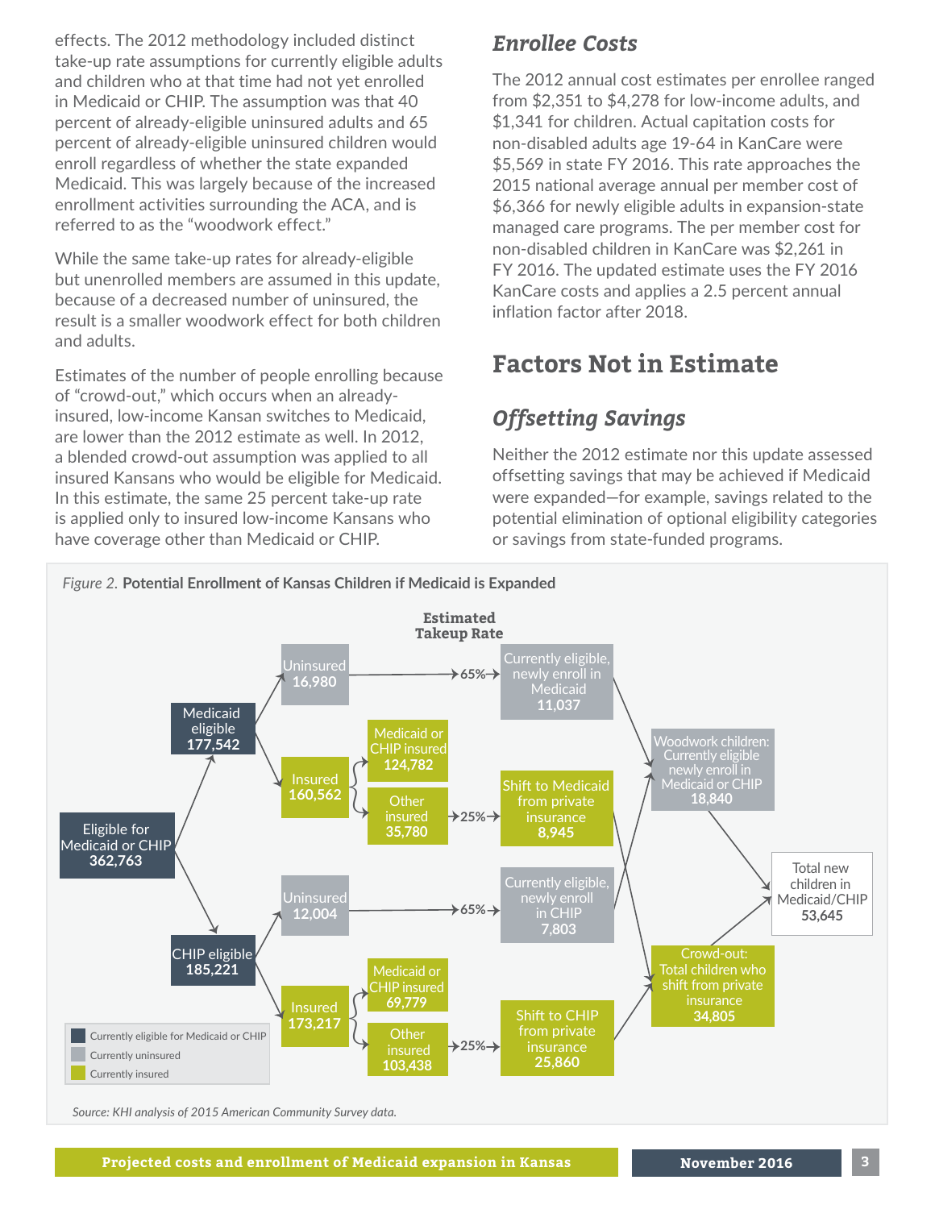effects. The 2012 methodology included distinct take-up rate assumptions for currently eligible adults and children who at that time had not yet enrolled in Medicaid or CHIP. The assumption was that 40 percent of already-eligible uninsured adults and 65 percent of already-eligible uninsured children would enroll regardless of whether the state expanded Medicaid. This was largely because of the increased enrollment activities surrounding the ACA, and is referred to as the "woodwork effect."

While the same take-up rates for already-eligible but unenrolled members are assumed in this update, because of a decreased number of uninsured, the result is a smaller woodwork effect for both children and adults.

Estimates of the number of people enrolling because of "crowd-out," which occurs when an already-insured, low-income Kansan switches to Medicaid, are lower than the 2012 estimate as well. In 2012, a blended crowd-out assumption was applied to all insured Kansans who would be eligible for Medicaid. In this estimate, the same 25 percent take-up rate is applied only to insured low-income Kansans who have coverage other than Medicaid or CHIP.

### *Enrollee Costs*

The 2012 annual cost estimates per enrollee ranged from $2,351 to $4,278 for low-income adults, and $1,341 for children. Actual capitation costs for non-disabled adults age 19-64 in KanCare were $5,569 in state FY 2016. This rate approaches the 2015 national average annual per member cost of $6,366 for newly eligible adults in expansion-state managed care programs. The per member cost for non-disabled children in KanCare was $2,261 in FY 2016. The updated estimate uses the FY 2016 KanCare costs and applies a 2.5 percent annual inflation factor after 2018.

## Factors Not in Estimate

### *Offsetting Savings*

Neither the 2012 estimate nor this update assessed offsetting savings that may be achieved if Medicaid were expanded—for example, savings related to the potential elimination of optional eligibility categories or savings from state-funded programs.

*Figure 2.* **Potential Enrollment of Kansas Children if Medicaid is Expanded**

- Eligible for Medicaid or CHIP: **362,763**
  - Medicaid eligible: **177,542**
    - Uninsured: **16,980** → 65% (Estimated Takeup Rate) → Currently eligible, newly enroll in Medicaid: **11,037**
    - Insured: **160,562**
      - Medicaid or CHIP insured: **124,782**
      - Other insured: **35,780** → 25% → Shift to Medicaid from private insurance: **8,945**
  - CHIP eligible: **185,221**
    - Uninsured: **12,004** → 65% → Currently eligible, newly enroll in CHIP: **7,803**
    - Insured: **173,217**
      - Medicaid or CHIP insured: **69,779**
      - Other insured: **103,438** → 25% → Shift to CHIP from private insurance: **25,860**
- Woodwork children: Currently eligible newly enroll in Medicaid or CHIP: **18,840**
- Crowd-out: Total children who shift from private insurance: **34,805**
- Total new children in Medicaid/CHIP: **53,645**

Legend: Currently eligible for Medicaid or CHIP; Currently uninsured; Currently insured

*Source: KHI analysis of 2015 American Community Survey data.*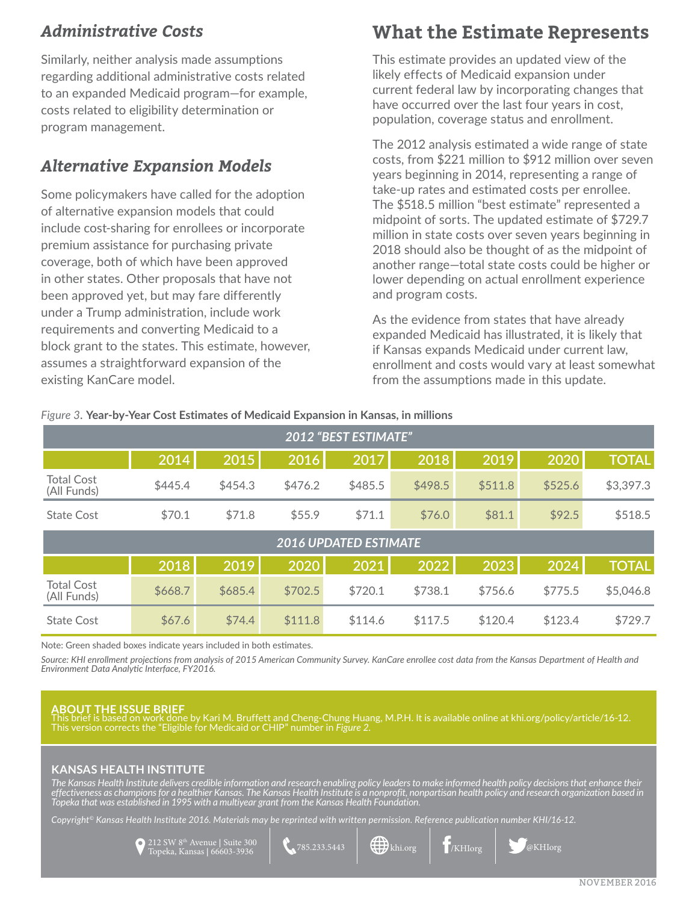### Administrative Costs

Similarly, neither analysis made assumptions regarding additional administrative costs related to an expanded Medicaid program—for example, costs related to eligibility determination or program management.

### Alternative Expansion Models

Some policymakers have called for the adoption of alternative expansion models that could include cost-sharing for enrollees or incorporate premium assistance for purchasing private coverage, both of which have been approved in other states. Other proposals that have not been approved yet, but may fare differently under a Trump administration, include work requirements and converting Medicaid to a block grant to the states. This estimate, however, assumes a straightforward expansion of the existing KanCare model.

## What the Estimate Represents

This estimate provides an updated view of the likely effects of Medicaid expansion under current federal law by incorporating changes that have occurred over the last four years in cost, population, coverage status and enrollment.

The 2012 analysis estimated a wide range of state costs, from $221 million to $912 million over seven years beginning in 2014, representing a range of take-up rates and estimated costs per enrollee. The $518.5 million "best estimate" represented a midpoint of sorts. The updated estimate of $729.7 million in state costs over seven years beginning in 2018 should also be thought of as the midpoint of another range—total state costs could be higher or lower depending on actual enrollment experience and program costs.

As the evidence from states that have already expanded Medicaid has illustrated, it is likely that if Kansas expands Medicaid under current law, enrollment and costs would vary at least somewhat from the assumptions made in this update.

*Figure 3*. **Year-by-Year Cost Estimates of Medicaid Expansion in Kansas, in millions**

| 2012 "BEST ESTIMATE" | | | | | | | | |
|---|---|---|---|---|---|---|---|---|
| | 2014 | 2015 | 2016 | 2017 | 2018 | 2019 | 2020 | TOTAL |
| Total Cost (All Funds) | $445.4 | $454.3 | $476.2 | $485.5 | $498.5 | $511.8 | $525.6 | $3,397.3 |
| State Cost | $70.1 | $71.8 | $55.9 | $71.1 | $76.0 | $81.1 | $92.5 | $518.5 |
| **2016 UPDATED ESTIMATE** | | | | | | | | |
| | 2018 | 2019 | 2020 | 2021 | 2022 | 2023 | 2024 | TOTAL |
| Total Cost (All Funds) | $668.7 | $685.4 | $702.5 | $720.1 | $738.1 | $756.6 | $775.5 | $5,046.8 |
| State Cost | $67.6 | $74.4 | $111.8 | $114.6 | $117.5 | $120.4 | $123.4 | $729.7 |

Note: Green shaded boxes indicate years included in both estimates.

*Source: KHI enrollment projections from analysis of 2015 American Community Survey. KanCare enrollee cost data from the Kansas Department of Health and Environment Data Analytic Interface, FY2016.*

**ABOUT THE ISSUE BRIEF**

This brief is based on work done by Kari M. Bruffett and Cheng-Chung Huang, M.P.H. It is available online at khi.org/policy/article/16-12. This version corrects the "Eligible for Medicaid or CHIP" number in *Figure 2*.

**KANSAS HEALTH INSTITUTE**

*The Kansas Health Institute delivers credible information and research enabling policy leaders to make informed health policy decisions that enhance their effectiveness as champions for a healthier Kansas. The Kansas Health Institute is a nonprofit, nonpartisan health policy and research organization based in Topeka that was established in 1995 with a multiyear grant from the Kansas Health Foundation.*

*Copyright© Kansas Health Institute 2016. Materials may be reprinted with written permission. Reference publication number KHI/16-12.*

212 SW 8th Avenue | Suite 300
Topeka, Kansas | 66603-3936

785.233.5443

khi.org

/KHIorg

@KHIorg

NOVEMBER 2016